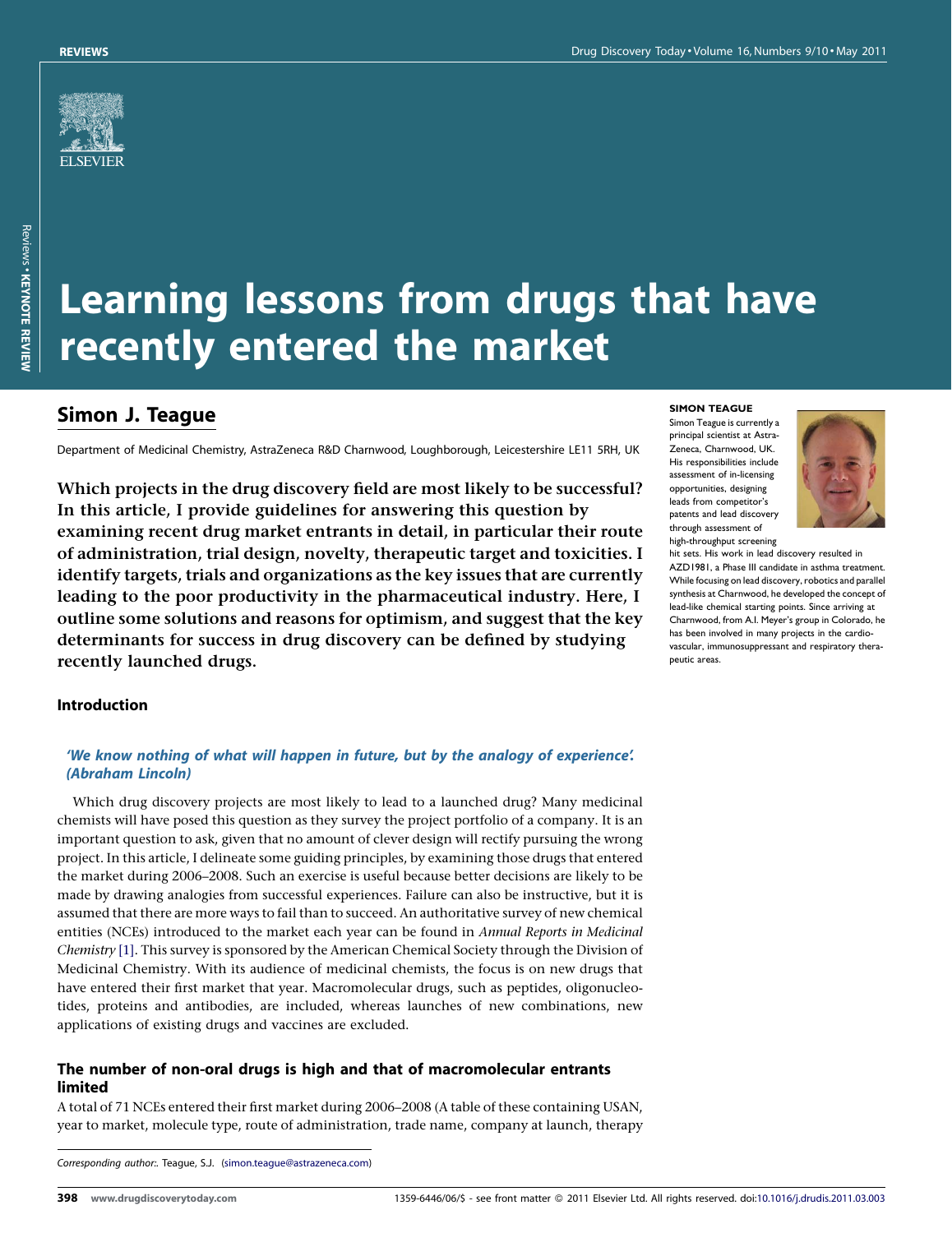# Learning lessons from drugs that have recently entered the market

## Simon J. Teague

Department of Medicinal Chemistry, AstraZeneca R&D Charnwood, Loughborough, Leicestershire LE11 5RH, UK

**Which projects in the drug discovery field are most likely to be successful? In this article, I provide guidelines for answering this question by examining recent drug market entrants in detail, in particular their route of administration, trial design, novelty, therapeutic target and toxicities. I identify targets, trials and organizations as the key issues that are currently leading to the poor productivity in the pharmaceutical industry. Here, I outline some solutions and reasons for optimism, and suggest that the key determinants for success in drug discovery can be defined by studying recently launched drugs.**

**SIMON TEAGUE**

Simon Teague is currently a principal scientist at AstraZeneca, Charnwood, UK. His responsibilities include assessment of in-licensing opportunities, designing leads from competitor's patents and lead discovery through assessment of high-throughput screening hit sets. His work in lead discovery resulted in AZD1981, a Phase III candidate in asthma treatment. While focusing on lead discovery, robotics and parallel synthesis at Charnwood, he developed the concept of lead-like chemical starting points. Since arriving at Charnwood, from A.I. Meyer's group in Colorado, he has been involved in many projects in the cardiovascular, immunosuppressant and respiratory therapeutic areas.

### Introduction

*'We know nothing of what will happen in future, but by the analogy of experience'. (Abraham Lincoln)*

Which drug discovery projects are most likely to lead to a launched drug? Many medicinal chemists will have posed this question as they survey the project portfolio of a company. It is an important question to ask, given that no amount of clever design will rectify pursuing the wrong project. In this article, I delineate some guiding principles, by examining those drugs that entered the market during 2006–2008. Such an exercise is useful because better decisions are likely to be made by drawing analogies from successful experiences. Failure can also be instructive, but it is assumed that there are more ways to fail than to succeed. An authoritative survey of new chemical entities (NCEs) introduced to the market each year can be found in *Annual Reports in Medicinal Chemistry* [1]. This survey is sponsored by the American Chemical Society through the Division of Medicinal Chemistry. With its audience of medicinal chemists, the focus is on new drugs that have entered their first market that year. Macromolecular drugs, such as peptides, oligonucleotides, proteins and antibodies, are included, whereas launches of new combinations, new applications of existing drugs and vaccines are excluded.

### The number of non-oral drugs is high and that of macromolecular entrants limited

A total of 71 NCEs entered their first market during 2006–2008 (A table of these containing USAN, year to market, molecule type, route of administration, trade name, company at launch, therapy

Corresponding author:. Teague, S.J. (simon.teague@astrazeneca.com)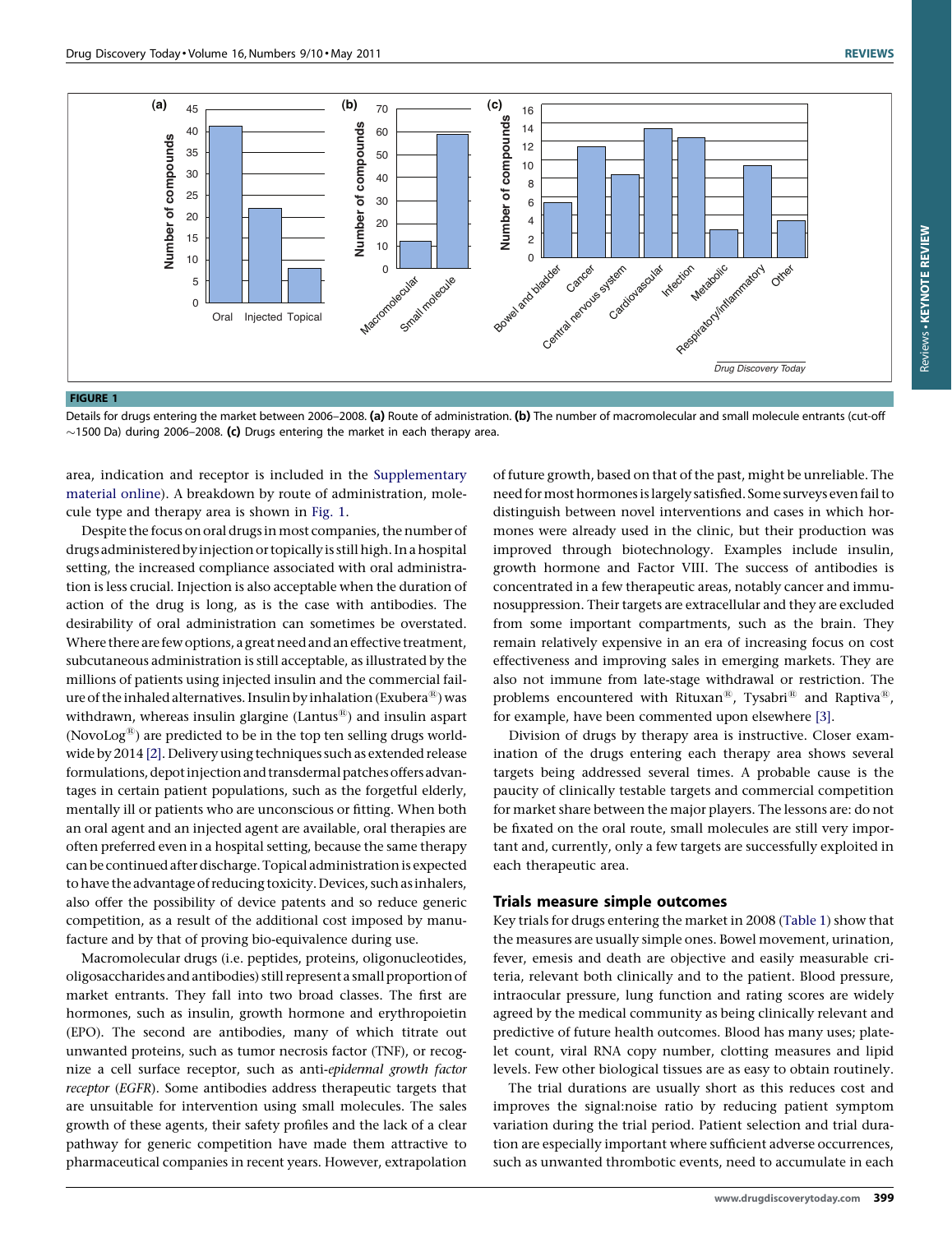(a)
45
40
35
30
25
20
15
10
5
0
Number of compounds
Oral
Injected
Topical

(b)
70
60
50
40
30
20
10
0
Number of compounds
Macromolecular
Small molecule

(c)
16
14
12
10
8
6
4
2
0
Number of compounds
Bowel and bladder
Cancer
Central nervous system
Cardiovascular
Infection
Metabolic
Respiratory/inflammatory
Other

Drug Discovery Today

**FIGURE 1**

Details for drugs entering the market between 2006–2008. **(a)** Route of administration. **(b)** The number of macromolecular and small molecule entrants (cut-off ~1500 Da) during 2006–2008. **(c)** Drugs entering the market in each therapy area.

area, indication and receptor is included in the Supplementary material online). A breakdown by route of administration, molecule type and therapy area is shown in Fig. 1.

Despite the focus on oral drugs in most companies, the number of drugs administered by injection or topically is still high. In a hospital setting, the increased compliance associated with oral administration is less crucial. Injection is also acceptable when the duration of action of the drug is long, as is the case with antibodies. The desirability of oral administration can sometimes be overstated. Where there are few options, a great need and an effective treatment, subcutaneous administration is still acceptable, as illustrated by the millions of patients using injected insulin and the commercial failure of the inhaled alternatives. Insulin by inhalation (Exubera®) was withdrawn, whereas insulin glargine (Lantus®) and insulin aspart (NovoLog®) are predicted to be in the top ten selling drugs worldwide by 2014 [2]. Delivery using techniques such as extended release formulations, depot injection and transdermal patches offers advantages in certain patient populations, such as the forgetful elderly, mentally ill or patients who are unconscious or fitting. When both an oral agent and an injected agent are available, oral therapies are often preferred even in a hospital setting, because the same therapy can be continued after discharge. Topical administration is expected to have the advantage of reducing toxicity. Devices, such as inhalers, also offer the possibility of device patents and so reduce generic competition, as a result of the additional cost imposed by manufacture and by that of proving bio-equivalence during use.

Macromolecular drugs (i.e. peptides, proteins, oligonucleotides, oligosaccharides and antibodies) still represent a small proportion of market entrants. They fall into two broad classes. The first are hormones, such as insulin, growth hormone and erythropoietin (EPO). The second are antibodies, many of which titrate out unwanted proteins, such as tumor necrosis factor (TNF), or recognize a cell surface receptor, such as anti-*epidermal growth factor receptor* (*EGFR*). Some antibodies address therapeutic targets that are unsuitable for intervention using small molecules. The sales growth of these agents, their safety profiles and the lack of a clear pathway for generic competition have made them attractive to pharmaceutical companies in recent years. However, extrapolation of future growth, based on that of the past, might be unreliable. The need for most hormones is largely satisfied. Some surveys even fail to distinguish between novel interventions and cases in which hormones were already used in the clinic, but their production was improved through biotechnology. Examples include insulin, growth hormone and Factor VIII. The success of antibodies is concentrated in a few therapeutic areas, notably cancer and immunosuppression. Their targets are extracellular and they are excluded from some important compartments, such as the brain. They remain relatively expensive in an era of increasing focus on cost effectiveness and improving sales in emerging markets. They are also not immune from late-stage withdrawal or restriction. The problems encountered with Rituxan®, Tysabri® and Raptiva®, for example, have been commented upon elsewhere [3].

Division of drugs by therapy area is instructive. Closer examination of the drugs entering each therapy area shows several targets being addressed several times. A probable cause is the paucity of clinically testable targets and commercial competition for market share between the major players. The lessons are: do not be fixated on the oral route, small molecules are still very important and, currently, only a few targets are successfully exploited in each therapeutic area.

## Trials measure simple outcomes

Key trials for drugs entering the market in 2008 (Table 1) show that the measures are usually simple ones. Bowel movement, urination, fever, emesis and death are objective and easily measurable criteria, relevant both clinically and to the patient. Blood pressure, intraocular pressure, lung function and rating scores are widely agreed by the medical community as being clinically relevant and predictive of future health outcomes. Blood has many uses; platelet count, viral RNA copy number, clotting measures and lipid levels. Few other biological tissues are as easy to obtain routinely.

The trial durations are usually short as this reduces cost and improves the signal:noise ratio by reducing patient symptom variation during the trial period. Patient selection and trial duration are especially important where sufficient adverse occurrences, such as unwanted thrombotic events, need to accumulate in each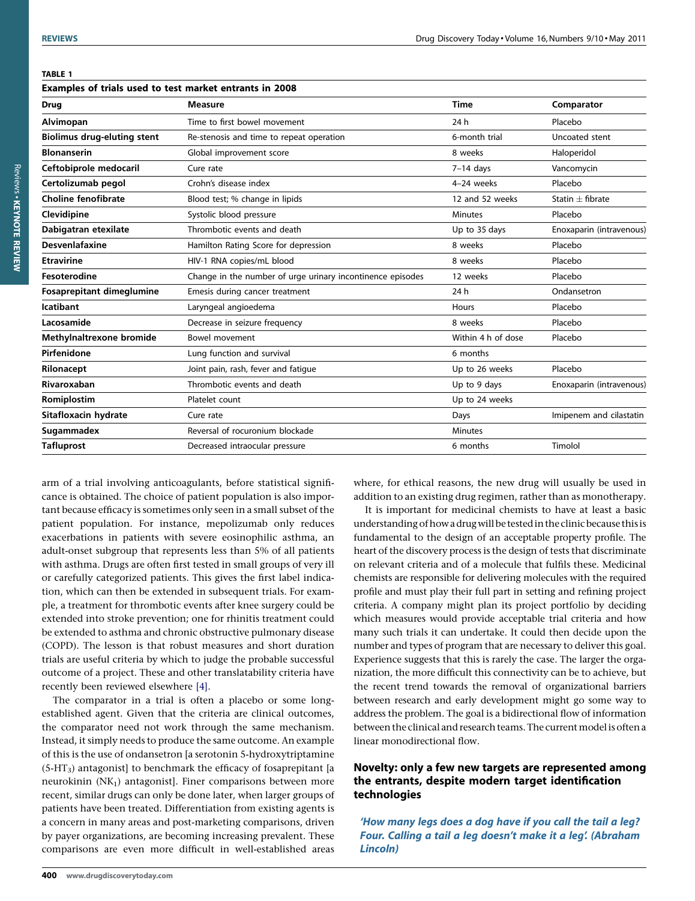**TABLE 1**

**Examples of trials used to test market entrants in 2008**

| Drug | Measure | Time | Comparator |
|---|---|---|---|
| **Alvimopan** | Time to first bowel movement | 24 h | Placebo |
| **Biolimus drug-eluting stent** | Re-stenosis and time to repeat operation | 6-month trial | Uncoated stent |
| **Blonanserin** | Global improvement score | 8 weeks | Haloperidol |
| **Ceftobiprole medocaril** | Cure rate | 7–14 days | Vancomycin |
| **Certolizumab pegol** | Crohn's disease index | 4–24 weeks | Placebo |
| **Choline fenofibrate** | Blood test; % change in lipids | 12 and 52 weeks | Statin ± fibrate |
| **Clevidipine** | Systolic blood pressure | Minutes | Placebo |
| **Dabigatran etexilate** | Thrombotic events and death | Up to 35 days | Enoxaparin (intravenous) |
| **Desvenlafaxine** | Hamilton Rating Score for depression | 8 weeks | Placebo |
| **Etravirine** | HIV-1 RNA copies/mL blood | 8 weeks | Placebo |
| **Fesoterodine** | Change in the number of urge urinary incontinence episodes | 12 weeks | Placebo |
| **Fosaprepitant dimeglumine** | Emesis during cancer treatment | 24 h | Ondansetron |
| **Icatibant** | Laryngeal angioedema | Hours | Placebo |
| **Lacosamide** | Decrease in seizure frequency | 8 weeks | Placebo |
| **Methylnaltrexone bromide** | Bowel movement | Within 4 h of dose | Placebo |
| **Pirfenidone** | Lung function and survival | 6 months | |
| **Rilonacept** | Joint pain, rash, fever and fatigue | Up to 26 weeks | Placebo |
| **Rivaroxaban** | Thrombotic events and death | Up to 9 days | Enoxaparin (intravenous) |
| **Romiplostim** | Platelet count | Up to 24 weeks | |
| **Sitafloxacin hydrate** | Cure rate | Days | Imipenem and cilastatin |
| **Sugammadex** | Reversal of rocuronium blockade | Minutes | |
| **Tafluprost** | Decreased intraocular pressure | 6 months | Timolol |

arm of a trial involving anticoagulants, before statistical significance is obtained. The choice of patient population is also important because efficacy is sometimes only seen in a small subset of the patient population. For instance, mepolizumab only reduces exacerbations in patients with severe eosinophilic asthma, an adult-onset subgroup that represents less than 5% of all patients with asthma. Drugs are often first tested in small groups of very ill or carefully categorized patients. This gives the first label indication, which can then be extended in subsequent trials. For example, a treatment for thrombotic events after knee surgery could be extended into stroke prevention; one for rhinitis treatment could be extended to asthma and chronic obstructive pulmonary disease (COPD). The lesson is that robust measures and short duration trials are useful criteria by which to judge the probable successful outcome of a project. These and other translatability criteria have recently been reviewed elsewhere [4].

The comparator in a trial is often a placebo or some long-established agent. Given that the criteria are clinical outcomes, the comparator need not work through the same mechanism. Instead, it simply needs to produce the same outcome. An example of this is the use of ondansetron [a serotonin 5-hydroxytriptamine (5-$HT_3$) antagonist] to benchmark the efficacy of fosaprepitant [a neurokinin ($NK_1$) antagonist]. Finer comparisons between more recent, similar drugs can only be done later, when larger groups of patients have been treated. Differentiation from existing agents is a concern in many areas and post-marketing comparisons, driven by payer organizations, are becoming increasing prevalent. These comparisons are even more difficult in well-established areas where, for ethical reasons, the new drug will usually be used in addition to an existing drug regimen, rather than as monotherapy.

It is important for medicinal chemists to have at least a basic understanding of how a drug will be tested in the clinic because this is fundamental to the design of an acceptable property profile. The heart of the discovery process is the design of tests that discriminate on relevant criteria and of a molecule that fulfils these. Medicinal chemists are responsible for delivering molecules with the required profile and must play their full part in setting and refining project criteria. A company might plan its project portfolio by deciding which measures would provide acceptable trial criteria and how many such trials it can undertake. It could then decide upon the number and types of program that are necessary to deliver this goal. Experience suggests that this is rarely the case. The larger the organization, the more difficult this connectivity can be to achieve, but the recent trend towards the removal of organizational barriers between research and early development might go some way to address the problem. The goal is a bidirectional flow of information between the clinical and research teams. The current model is often a linear monodirectional flow.

## Novelty: only a few new targets are represented among the entrants, despite modern target identification technologies

***'How many legs does a dog have if you call the tail a leg? Four. Calling a tail a leg doesn't make it a leg'. (Abraham Lincoln)***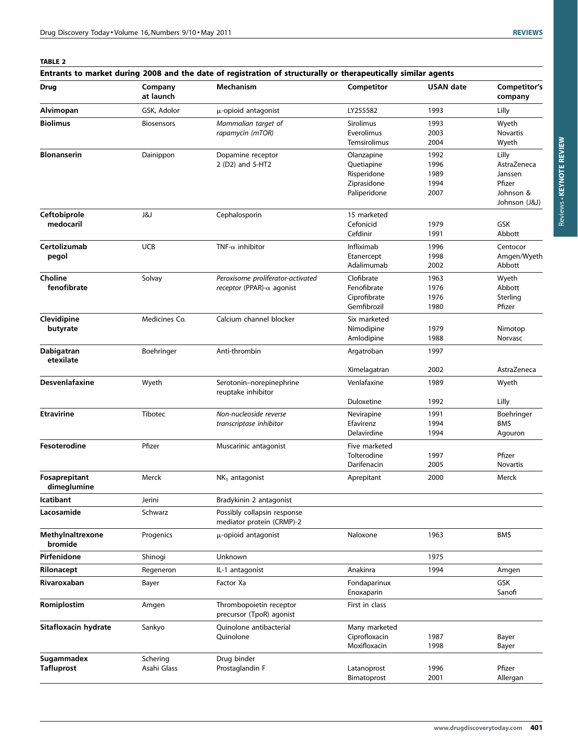**TABLE 2**

**Entrants to market during 2008 and the date of registration of structurally or therapeutically similar agents**

| Drug | Company at launch | Mechanism | Competitor | USAN date | Competitor's company |
|---|---|---|---|---|---|
| **Alvimopan** | GSK, Adolor | μ-opioid antagonist | LY255582 | 1993 | Lilly |
| **Biolimus** | Biosensors | *Mammalian target of rapamycin (mTOR)* | Sirolimus<br>Everolimus<br>Temsirolimus | 1993<br>2003<br>2004 | Wyeth<br>Novartis<br>Wyeth |
| **Blonanserin** | Dainippon | Dopamine receptor 2 (D2) and 5-HT2 | Olanzapine<br>Quetiapine<br>Risperidone<br>Ziprasidone<br>Paliperidone | 1992<br>1996<br>1989<br>1994<br>2007 | Lilly<br>AstraZeneca<br>Janssen<br>Pfizer<br>Johnson & Johnson (J&J) |
| **Ceftobiprole medocaril** | J&J | Cephalosporin | 15 marketed<br>Cefonicid<br>Cefdinir | <br>1979<br>1991 | <br>GSK<br>Abbott |
| **Certolizumab pegol** | UCB | TNF-α inhibitor | Infliximab<br>Etanercept<br>Adalimumab | 1996<br>1998<br>2002 | Centocor<br>Amgen/Wyeth<br>Abbott |
| **Choline fenofibrate** | Solvay | *Peroxisome proliferator-activated receptor* (PPAR)-α agonist | Clofibrate<br>Fenofibrate<br>Ciprofibrate<br>Gemfibrozil | 1963<br>1976<br>1976<br>1980 | Wyeth<br>Abbott<br>Sterling<br>Pfizer |
| **Clevidipine butyrate** | Medicines Co. | Calcium channel blocker | Six marketed<br>Nimodipine<br>Amlodipine | <br>1979<br>1988 | <br>Nimotop<br>Norvasc |
| **Dabigatran etexilate** | Boehringer | Anti-thrombin | Argatroban<br>Ximelagatran | 1997<br>2002 | <br>AstraZeneca |
| **Desvenlafaxine** | Wyeth | Serotonin–norepinephrine reuptake inhibitor | Venlafaxine<br>Duloxetine | 1989<br>1992 | Wyeth<br>Lilly |
| **Etravirine** | Tibotec | *Non-nucleoside reverse transcriptase inhibitor* | Nevirapine<br>Efavirenz<br>Delavirdine | 1991<br>1994<br>1994 | Boehringer<br>BMS<br>Agouron |
| **Fesoterodine** | Pfizer | Muscarinic antagonist | Five marketed<br>Tolterodine<br>Darifenacin | <br>1997<br>2005 | <br>Pfizer<br>Novartis |
| **Fosaprepitant dimeglumine** | Merck | $NK_1$ antagonist | Aprepitant | 2000 | Merck |
| **Icatibant** | Jerini | Bradykinin 2 antagonist | | | |
| **Lacosamide** | Schwarz | Possibly collapsin response mediator protein (CRMP)-2 | | | |
| **Methylnaltrexone bromide** | Progenics | μ-opioid antagonist | Naloxone | 1963 | BMS |
| **Pirfenidone** | Shinogi | Unknown | | 1975 | |
| **Rilonacept** | Regeneron | IL-1 antagonist | Anakinra | 1994 | Amgen |
| **Rivaroxaban** | Bayer | Factor Xa | Fondaparinux<br>Enoxaparin | | GSK<br>Sanofi |
| **Romiplostim** | Amgen | Thrombopoietin receptor precursor (TpoR) agonist | First in class | | |
| **Sitafloxacin hydrate** | Sankyo | Quinolone antibacterial Quinolone | Many marketed<br>Ciprofloxacin<br>Moxifloxacin | <br>1987<br>1998 | <br>Bayer<br>Bayer |
| **Sugammadex** | Schering | Drug binder | | | |
| **Tafluprost** | Asahi Glass | Prostaglandin F | Latanoprost<br>Bimatoprost | 1996<br>2001 | Pfizer<br>Allergan |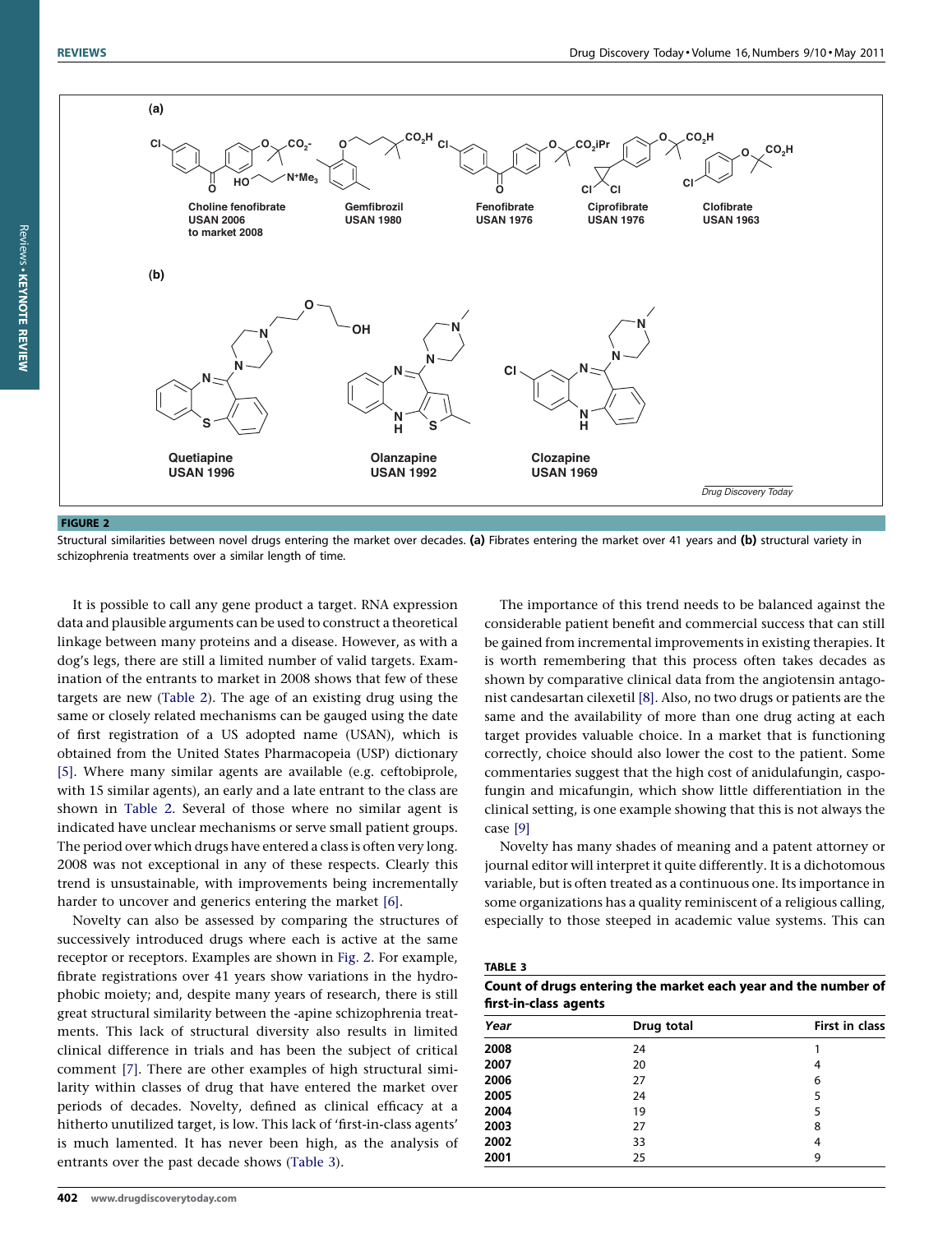**FIGURE 2**

Structural similarities between novel drugs entering the market over decades. **(a)** Fibrates entering the market over 41 years and **(b)** structural variety in schizophrenia treatments over a similar length of time.

It is possible to call any gene product a target. RNA expression data and plausible arguments can be used to construct a theoretical linkage between many proteins and a disease. However, as with a dog's legs, there are still a limited number of valid targets. Examination of the entrants to market in 2008 shows that few of these targets are new (Table 2). The age of an existing drug using the same or closely related mechanisms can be gauged using the date of first registration of a US adopted name (USAN), which is obtained from the United States Pharmacopeia (USP) dictionary [5]. Where many similar agents are available (e.g. ceftobiprole, with 15 similar agents), an early and a late entrant to the class are shown in Table 2. Several of those where no similar agent is indicated have unclear mechanisms or serve small patient groups. The period over which drugs have entered a class is often very long. 2008 was not exceptional in any of these respects. Clearly this trend is unsustainable, with improvements being incrementally harder to uncover and generics entering the market [6].

Novelty can also be assessed by comparing the structures of successively introduced drugs where each is active at the same receptor or receptors. Examples are shown in Fig. 2. For example, fibrate registrations over 41 years show variations in the hydrophobic moiety; and, despite many years of research, there is still great structural similarity between the -apine schizophrenia treatments. This lack of structural diversity also results in limited clinical difference in trials and has been the subject of critical comment [7]. There are other examples of high structural similarity within classes of drug that have entered the market over periods of decades. Novelty, defined as clinical efficacy at a hitherto unutilized target, is low. This lack of 'first-in-class agents' is much lamented. It has never been high, as the analysis of entrants over the past decade shows (Table 3).

The importance of this trend needs to be balanced against the considerable patient benefit and commercial success that can still be gained from incremental improvements in existing therapies. It is worth remembering that this process often takes decades as shown by comparative clinical data from the angiotensin antagonist candesartan cilexetil [8]. Also, no two drugs or patients are the same and the availability of more than one drug acting at each target provides valuable choice. In a market that is functioning correctly, choice should also lower the cost to the patient. Some commentaries suggest that the high cost of anidulafungin, caspofungin and micafungin, which show little differentiation in the clinical setting, is one example showing that this is not always the case [9]

Novelty has many shades of meaning and a patent attorney or journal editor will interpret it quite differently. It is a dichotomous variable, but is often treated as a continuous one. Its importance in some organizations has a quality reminiscent of a religious calling, especially to those steeped in academic value systems. This can

**TABLE 3**

**Count of drugs entering the market each year and the number of first-in-class agents**

| *Year* | Drug total | First in class |
|---|---|---|
| **2008** | 24 | 1 |
| **2007** | 20 | 4 |
| **2006** | 27 | 6 |
| **2005** | 24 | 5 |
| **2004** | 19 | 5 |
| **2003** | 27 | 8 |
| **2002** | 33 | 4 |
| **2001** | 25 | 9 |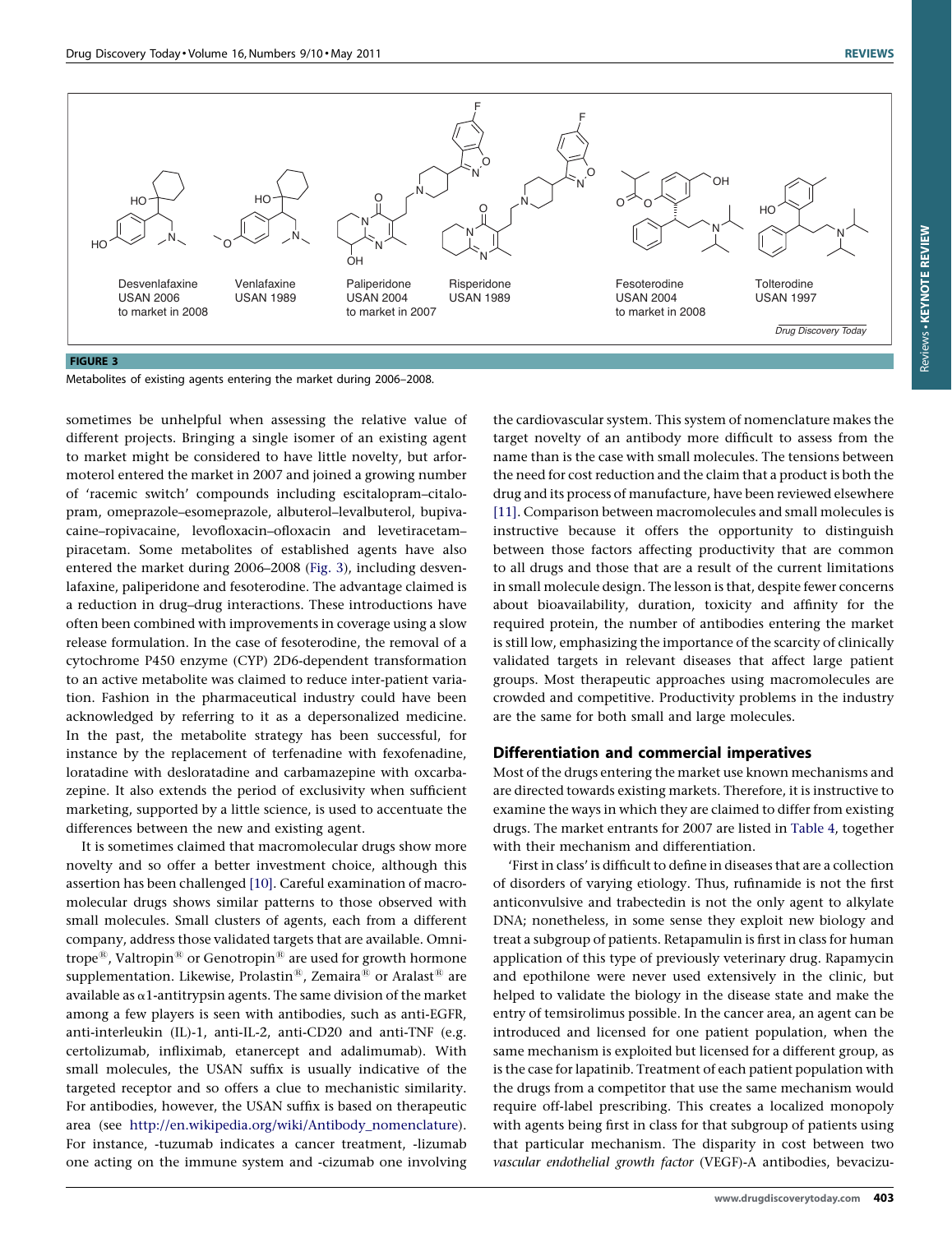Desvenlafaxine
USAN 2006
to market in 2008

Venlafaxine
USAN 1989

Paliperidone
USAN 2004
to market in 2007

Risperidone
USAN 1989

Fesoterodine
USAN 2004
to market in 2008

Tolterodine
USAN 1997

Drug Discovery Today

**FIGURE 3**

Metabolites of existing agents entering the market during 2006–2008.

sometimes be unhelpful when assessing the relative value of different projects. Bringing a single isomer of an existing agent to market might be considered to have little novelty, but arformoterol entered the market in 2007 and joined a growing number of 'racemic switch' compounds including escitalopram–citalopram, omeprazole–esomeprazole, albuterol–levalbuterol, bupivacaine–ropivacaine, levofloxacin–ofloxacin and levetiracetam–piracetam. Some metabolites of established agents have also entered the market during 2006–2008 (Fig. 3), including desvenlafaxine, paliperidone and fesoterodine. The advantage claimed is a reduction in drug–drug interactions. These introductions have often been combined with improvements in coverage using a slow release formulation. In the case of fesoterodine, the removal of a cytochrome P450 enzyme (CYP) 2D6-dependent transformation to an active metabolite was claimed to reduce inter-patient variation. Fashion in the pharmaceutical industry could have been acknowledged by referring to it as a depersonalized medicine. In the past, the metabolite strategy has been successful, for instance by the replacement of terfenadine with fexofenadine, loratadine with desloratadine and carbamazepine with oxcarbazepine. It also extends the period of exclusivity when sufficient marketing, supported by a little science, is used to accentuate the differences between the new and existing agent.

It is sometimes claimed that macromolecular drugs show more novelty and so offer a better investment choice, although this assertion has been challenged [10]. Careful examination of macromolecular drugs shows similar patterns to those observed with small molecules. Small clusters of agents, each from a different company, address those validated targets that are available. Omnitrope®, Valtropin® or Genotropin® are used for growth hormone supplementation. Likewise, Prolastin®, Zemaira® or Aralast® are available as $\alpha$1-antitrypsin agents. The same division of the market among a few players is seen with antibodies, such as anti-EGFR, anti-interleukin (IL)-1, anti-IL-2, anti-CD20 and anti-TNF (e.g. certolizumab, infliximab, etanercept and adalimumab). With small molecules, the USAN suffix is usually indicative of the targeted receptor and so offers a clue to mechanistic similarity. For antibodies, however, the USAN suffix is based on therapeutic area (see http://en.wikipedia.org/wiki/Antibody_nomenclature). For instance, -tuzumab indicates a cancer treatment, -lizumab one acting on the immune system and -cizumab one involving the cardiovascular system. This system of nomenclature makes the target novelty of an antibody more difficult to assess from the name than is the case with small molecules. The tensions between the need for cost reduction and the claim that a product is both the drug and its process of manufacture, have been reviewed elsewhere [11]. Comparison between macromolecules and small molecules is instructive because it offers the opportunity to distinguish between those factors affecting productivity that are common to all drugs and those that are a result of the current limitations in small molecule design. The lesson is that, despite fewer concerns about bioavailability, duration, toxicity and affinity for the required protein, the number of antibodies entering the market is still low, emphasizing the importance of the scarcity of clinically validated targets in relevant diseases that affect large patient groups. Most therapeutic approaches using macromolecules are crowded and competitive. Productivity problems in the industry are the same for both small and large molecules.

## Differentiation and commercial imperatives

Most of the drugs entering the market use known mechanisms and are directed towards existing markets. Therefore, it is instructive to examine the ways in which they are claimed to differ from existing drugs. The market entrants for 2007 are listed in Table 4, together with their mechanism and differentiation.

'First in class' is difficult to define in diseases that are a collection of disorders of varying etiology. Thus, rufinamide is not the first anticonvulsive and trabectedin is not the only agent to alkylate DNA; nonetheless, in some sense they exploit new biology and treat a subgroup of patients. Retapamulin is first in class for human application of this type of previously veterinary drug. Rapamycin and epothilone were never used extensively in the clinic, but helped to validate the biology in the disease state and make the entry of temsirolimus possible. In the cancer area, an agent can be introduced and licensed for one patient population, when the same mechanism is exploited but licensed for a different group, as is the case for lapatinib. Treatment of each patient population with the drugs from a competitor that use the same mechanism would require off-label prescribing. This creates a localized monopoly with agents being first in class for that subgroup of patients using that particular mechanism. The disparity in cost between two *vascular endothelial growth factor* (VEGF)-A antibodies, bevacizu-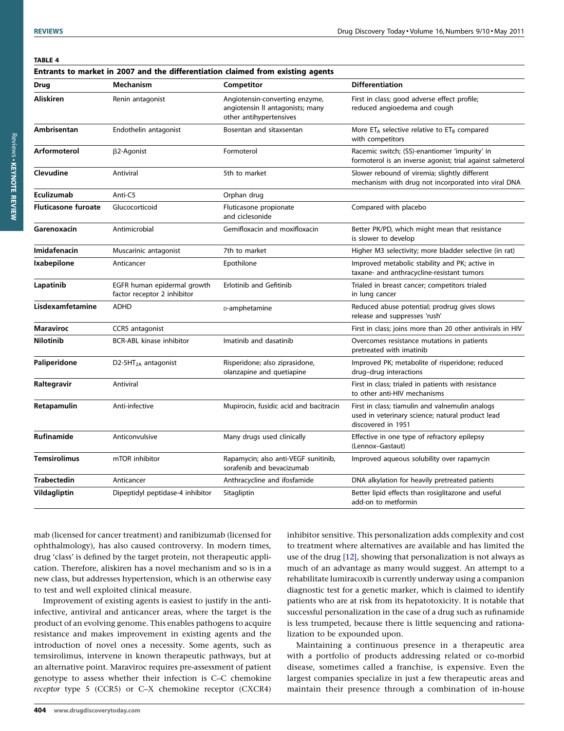**TABLE 4**

**Entrants to market in 2007 and the differentiation claimed from existing agents**

| Drug | Mechanism | Competitor | Differentiation |
|---|---|---|---|
| **Aliskiren** | Renin antagonist | Angiotensin-converting enzyme, angiotensin II antagonists; many other antihypertensives | First in class; good adverse effect profile; reduced angioedema and cough |
| **Ambrisentan** | Endothelin antagonist | Bosentan and sitaxsentan | More $ET_A$ selective relative to $ET_B$ compared with competitors |
| **Arformoterol** | β2-Agonist | Formoterol | Racemic switch; (SS)-enantiomer 'impurity' in formoterol is an inverse agonist; trial against salmeterol |
| **Clevudine** | Antiviral | 5th to market | Slower rebound of viremia; slightly different mechanism with drug not incorporated into viral DNA |
| **Eculizumab** | Anti-C5 | Orphan drug | |
| **Fluticasone furoate** | Glucocorticoid | Fluticasone propionate and ciclesonide | Compared with placebo |
| **Garenoxacin** | Antimicrobial | Gemifloxacin and moxifloxacin | Better PK/PD, which might mean that resistance is slower to develop |
| **Imidafenacin** | Muscarinic antagonist | 7th to market | Higher M3 selectivity; more bladder selective (in rat) |
| **Ixabepilone** | Anticancer | Epothilone | Improved metabolic stability and PK; active in taxane- and anthracycline-resistant tumors |
| **Lapatinib** | EGFR human epidermal growth factor receptor 2 inhibitor | Erlotinib and Gefitinib | Trialed in breast cancer; competitors trialed in lung cancer |
| **Lisdexamfetamine** | ADHD | D-amphetamine | Reduced abuse potential; prodrug gives slows release and suppresses 'rush' |
| **Maraviroc** | CCR5 antagonist | | First in class; joins more than 20 other antivirals in HIV |
| **Nilotinib** | BCR-ABL kinase inhibitor | Imatinib and dasatinib | Overcomes resistance mutations in patients pretreated with imatinib |
| **Paliperidone** | D2-$5HT_{2A}$ antagonist | Risperidone; also ziprasidone, olanzapine and quetiapine | Improved PK; metabolite of risperidone; reduced drug–drug interactions |
| **Raltegravir** | Antiviral | | First in class; trialed in patients with resistance to other anti-HIV mechanisms |
| **Retapamulin** | Anti-infective | Mupirocin, fusidic acid and bacitracin | First in class; tiamulin and valnemulin analogs used in veterinary science; natural product lead discovered in 1951 |
| **Rufinamide** | Anticonvulsive | Many drugs used clinically | Effective in one type of refractory epilepsy (Lennox–Gastaut) |
| **Temsirolimus** | mTOR inhibitor | Rapamycin; also anti-VEGF sunitinib, sorafenib and bevacizumab | Improved aqueous solubility over rapamycin |
| **Trabectedin** | Anticancer | Anthracycline and ifosfamide | DNA alkylation for heavily pretreated patients |
| **Vildagliptin** | Dipeptidyl peptidase-4 inhibitor | Sitagliptin | Better lipid effects than rosiglitazone and useful add-on to metformin |

mab (licensed for cancer treatment) and ranibizumab (licensed for ophthalmology), has also caused controversy. In modern times, drug 'class' is defined by the target protein, not therapeutic application. Therefore, aliskiren has a novel mechanism and so is in a new class, but addresses hypertension, which is an otherwise easy to test and well exploited clinical measure.

Improvement of existing agents is easiest to justify in the anti-infective, antiviral and anticancer areas, where the target is the product of an evolving genome. This enables pathogens to acquire resistance and makes improvement in existing agents and the introduction of novel ones a necessity. Some agents, such as temsirolimus, intervene in known therapeutic pathways, but at an alternative point. Maraviroc requires pre-assessment of patient genotype to assess whether their infection is C–C chemokine *receptor* type 5 (CCR5) or C–X chemokine receptor (CXCR4) inhibitor sensitive. This personalization adds complexity and cost to treatment where alternatives are available and has limited the use of the drug [12], showing that personalization is not always as much of an advantage as many would suggest. An attempt to a rehabilitate lumiracoxib is currently underway using a companion diagnostic test for a genetic marker, which is claimed to identify patients who are at risk from its hepatotoxicity. It is notable that successful personalization in the case of a drug such as rufinamide is less trumpeted, because there is little sequencing and rationalization to be expounded upon.

Maintaining a continuous presence in a therapeutic area with a portfolio of products addressing related or co-morbid disease, sometimes called a franchise, is expensive. Even the largest companies specialize in just a few therapeutic areas and maintain their presence through a combination of in-house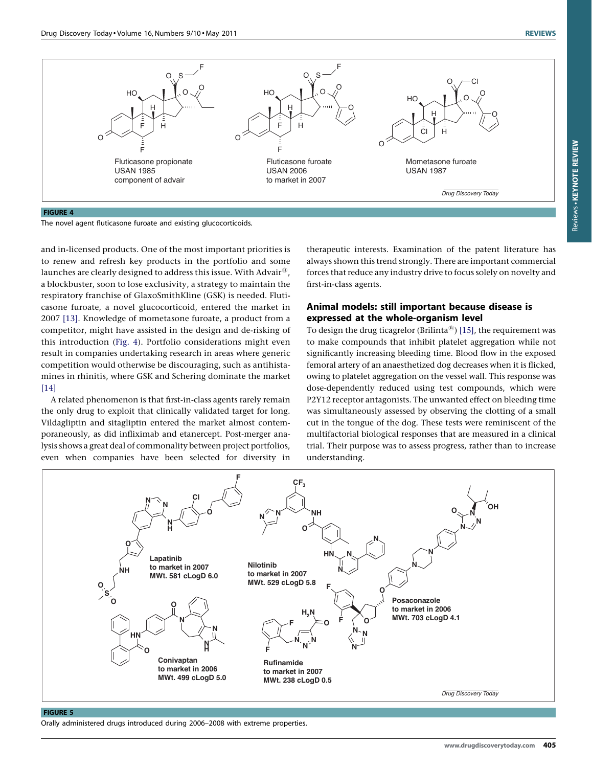Fluticasone propionate
USAN 1985
component of advair

Fluticasone furoate
USAN 2006
to market in 2007

Mometasone furoate
USAN 1987

**FIGURE 4**

The novel agent fluticasone furoate and existing glucocorticoids.

and in-licensed products. One of the most important priorities is to renew and refresh key products in the portfolio and some launches are clearly designed to address this issue. With Advair®, a blockbuster, soon to lose exclusivity, a strategy to maintain the respiratory franchise of GlaxoSmithKline (GSK) is needed. Fluticasone furoate, a novel glucocorticoid, entered the market in 2007 [13]. Knowledge of mometasone furoate, a product from a competitor, might have assisted in the design and de-risking of this introduction (Fig. 4). Portfolio considerations might even result in companies undertaking research in areas where generic competition would otherwise be discouraging, such as antihistamines in rhinitis, where GSK and Schering dominate the market [14]

A related phenomenon is that first-in-class agents rarely remain the only drug to exploit that clinically validated target for long. Vildagliptin and sitagliptin entered the market almost contemporaneously, as did infliximab and etanercept. Post-merger analysis shows a great deal of commonality between project portfolios, even when companies have been selected for diversity in therapeutic interests. Examination of the patent literature has always shown this trend strongly. There are important commercial forces that reduce any industry drive to focus solely on novelty and first-in-class agents.

## Animal models: still important because disease is expressed at the whole-organism level

To design the drug ticagrelor (Brilinta®) [15], the requirement was to make compounds that inhibit platelet aggregation while not significantly increasing bleeding time. Blood flow in the exposed femoral artery of an anaesthetized dog decreases when it is flicked, owing to platelet aggregation on the vessel wall. This response was dose-dependently reduced using test compounds, which were P2Y12 receptor antagonists. The unwanted effect on bleeding time was simultaneously assessed by observing the clotting of a small cut in the tongue of the dog. These tests were reminiscent of the multifactorial biological responses that are measured in a clinical trial. Their purpose was to assess progress, rather than to increase understanding.

**Lapatinib**
**to market in 2007**
**MWt. 581 cLogD 6.0**

**Nilotinib**
**to market in 2007**
**MWt. 529 cLogD 5.8**

**Posaconazole**
**to market in 2006**
**MWt. 703 cLogD 4.1**

**Conivaptan**
**to market in 2006**
**MWt. 499 cLogD 5.0**

**Rufinamide**
**to market in 2007**
**MWt. 238 cLogD 0.5**

**FIGURE 5**

Orally administered drugs introduced during 2006–2008 with extreme properties.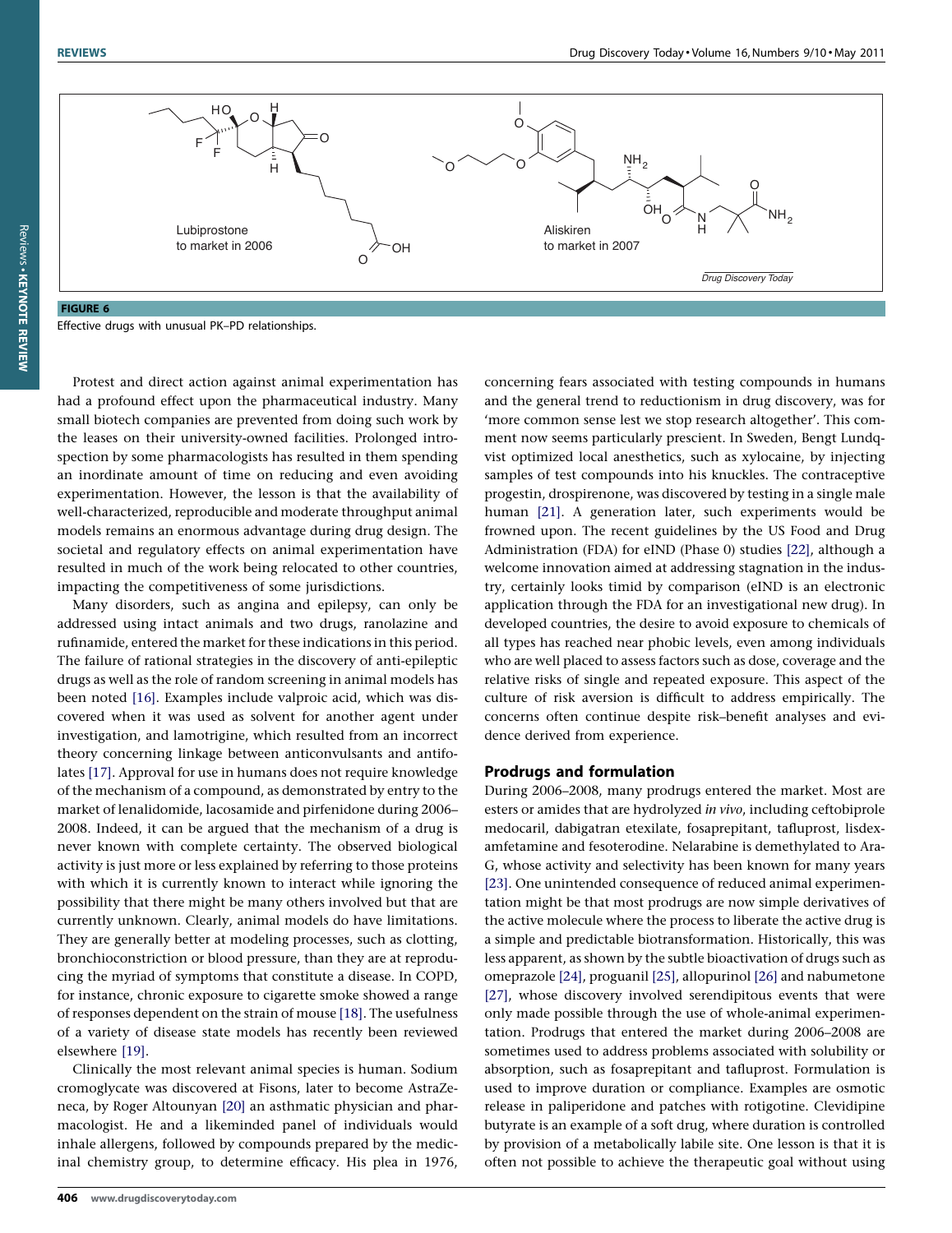Lubiprostone
to market in 2006

Aliskiren
to market in 2007

**FIGURE 6**

Effective drugs with unusual PK–PD relationships.

Protest and direct action against animal experimentation has had a profound effect upon the pharmaceutical industry. Many small biotech companies are prevented from doing such work by the leases on their university-owned facilities. Prolonged introspection by some pharmacologists has resulted in them spending an inordinate amount of time on reducing and even avoiding experimentation. However, the lesson is that the availability of well-characterized, reproducible and moderate throughput animal models remains an enormous advantage during drug design. The societal and regulatory effects on animal experimentation have resulted in much of the work being relocated to other countries, impacting the competitiveness of some jurisdictions.

Many disorders, such as angina and epilepsy, can only be addressed using intact animals and two drugs, ranolazine and rufinamide, entered the market for these indications in this period. The failure of rational strategies in the discovery of anti-epileptic drugs as well as the role of random screening in animal models has been noted [16]. Examples include valproic acid, which was discovered when it was used as solvent for another agent under investigation, and lamotrigine, which resulted from an incorrect theory concerning linkage between anticonvulsants and antifolates [17]. Approval for use in humans does not require knowledge of the mechanism of a compound, as demonstrated by entry to the market of lenalidomide, lacosamide and pirfenidone during 2006–2008. Indeed, it can be argued that the mechanism of a drug is never known with complete certainty. The observed biological activity is just more or less explained by referring to those proteins with which it is currently known to interact while ignoring the possibility that there might be many others involved but that are currently unknown. Clearly, animal models do have limitations. They are generally better at modeling processes, such as clotting, bronchioconstriction or blood pressure, than they are at reproducing the myriad of symptoms that constitute a disease. In COPD, for instance, chronic exposure to cigarette smoke showed a range of responses dependent on the strain of mouse [18]. The usefulness of a variety of disease state models has recently been reviewed elsewhere [19].

Clinically the most relevant animal species is human. Sodium cromoglycate was discovered at Fisons, later to become AstraZeneca, by Roger Altounyan [20] an asthmatic physician and pharmacologist. He and a likeminded panel of individuals would inhale allergens, followed by compounds prepared by the medicinal chemistry group, to determine efficacy. His plea in 1976, concerning fears associated with testing compounds in humans and the general trend to reductionism in drug discovery, was for 'more common sense lest we stop research altogether'. This comment now seems particularly prescient. In Sweden, Bengt Lundqvist optimized local anesthetics, such as xylocaine, by injecting samples of test compounds into his knuckles. The contraceptive progestin, drospirenone, was discovered by testing in a single male human [21]. A generation later, such experiments would be frowned upon. The recent guidelines by the US Food and Drug Administration (FDA) for eIND (Phase 0) studies [22], although a welcome innovation aimed at addressing stagnation in the industry, certainly looks timid by comparison (eIND is an electronic application through the FDA for an investigational new drug). In developed countries, the desire to avoid exposure to chemicals of all types has reached near phobic levels, even among individuals who are well placed to assess factors such as dose, coverage and the relative risks of single and repeated exposure. This aspect of the culture of risk aversion is difficult to address empirically. The concerns often continue despite risk–benefit analyses and evidence derived from experience.

## Prodrugs and formulation

During 2006–2008, many prodrugs entered the market. Most are esters or amides that are hydrolyzed *in vivo*, including ceftobiprole medocaril, dabigatran etexilate, fosaprepitant, tafluprost, lisdexamfetamine and fesoterodine. Nelarabine is demethylated to Ara-G, whose activity and selectivity has been known for many years [23]. One unintended consequence of reduced animal experimentation might be that most prodrugs are now simple derivatives of the active molecule where the process to liberate the active drug is a simple and predictable biotransformation. Historically, this was less apparent, as shown by the subtle bioactivation of drugs such as omeprazole [24], proguanil [25], allopurinol [26] and nabumetone [27], whose discovery involved serendipitous events that were only made possible through the use of whole-animal experimentation. Prodrugs that entered the market during 2006–2008 are sometimes used to address problems associated with solubility or absorption, such as fosaprepitant and tafluprost. Formulation is used to improve duration or compliance. Examples are osmotic release in paliperidone and patches with rotigotine. Clevidipine butyrate is an example of a soft drug, where duration is controlled by provision of a metabolically labile site. One lesson is that it is often not possible to achieve the therapeutic goal without using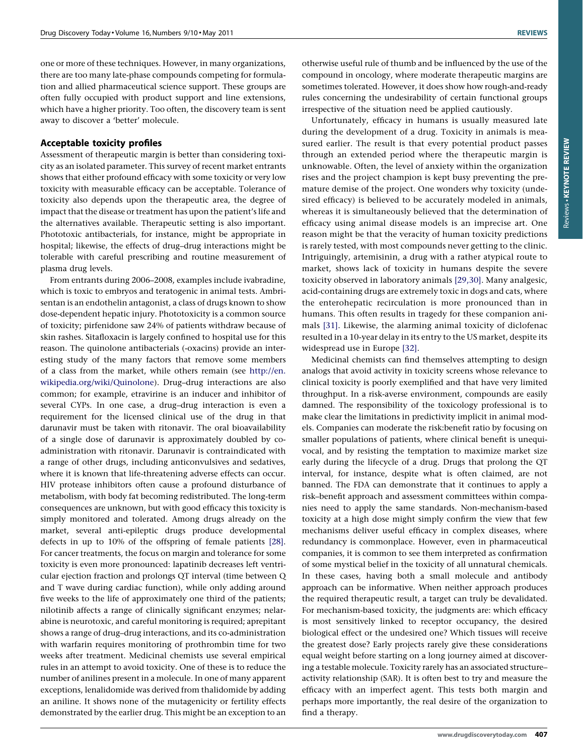one or more of these techniques. However, in many organizations, there are too many late-phase compounds competing for formulation and allied pharmaceutical science support. These groups are often fully occupied with product support and line extensions, which have a higher priority. Too often, the discovery team is sent away to discover a 'better' molecule.

## Acceptable toxicity profiles

Assessment of therapeutic margin is better than considering toxicity as an isolated parameter. This survey of recent market entrants shows that either profound efficacy with some toxicity or very low toxicity with measurable efficacy can be acceptable. Tolerance of toxicity also depends upon the therapeutic area, the degree of impact that the disease or treatment has upon the patient's life and the alternatives available. Therapeutic setting is also important. Phototoxic antibacterials, for instance, might be appropriate in hospital; likewise, the effects of drug–drug interactions might be tolerable with careful prescribing and routine measurement of plasma drug levels.

From entrants during 2006–2008, examples include ivabradine, which is toxic to embryos and teratogenic in animal tests. Ambrisentan is an endothelin antagonist, a class of drugs known to show dose-dependent hepatic injury. Phototoxicity is a common source of toxicity; pirfenidone saw 24% of patients withdraw because of skin rashes. Sitafloxacin is largely confined to hospital use for this reason. The quinolone antibacterials (-oxacins) provide an interesting study of the many factors that remove some members of a class from the market, while others remain (see http://en.wikipedia.org/wiki/Quinolone). Drug–drug interactions are also common; for example, etravirine is an inducer and inhibitor of several CYPs. In one case, a drug–drug interaction is even a requirement for the licensed clinical use of the drug in that darunavir must be taken with ritonavir. The oral bioavailability of a single dose of darunavir is approximately doubled by co-administration with ritonavir. Darunavir is contraindicated with a range of other drugs, including anticonvulsives and sedatives, where it is known that life-threatening adverse effects can occur. HIV protease inhibitors often cause a profound disturbance of metabolism, with body fat becoming redistributed. The long-term consequences are unknown, but with good efficacy this toxicity is simply monitored and tolerated. Among drugs already on the market, several anti-epileptic drugs produce developmental defects in up to 10% of the offspring of female patients [28]. For cancer treatments, the focus on margin and tolerance for some toxicity is even more pronounced: lapatinib decreases left ventricular ejection fraction and prolongs QT interval (time between Q and T wave during cardiac function), while only adding around five weeks to the life of approximately one third of the patients; nilotinib affects a range of clinically significant enzymes; nelarabine is neurotoxic, and careful monitoring is required; aprepitant shows a range of drug–drug interactions, and its co-administration with warfarin requires monitoring of prothrombin time for two weeks after treatment. Medicinal chemists use several empirical rules in an attempt to avoid toxicity. One of these is to reduce the number of anilines present in a molecule. In one of many apparent exceptions, lenalidomide was derived from thalidomide by adding an aniline. It shows none of the mutagenicity or fertility effects demonstrated by the earlier drug. This might be an exception to an otherwise useful rule of thumb and be influenced by the use of the compound in oncology, where moderate therapeutic margins are sometimes tolerated. However, it does show how rough-and-ready rules concerning the undesirability of certain functional groups irrespective of the situation need be applied cautiously.

Unfortunately, efficacy in humans is usually measured late during the development of a drug. Toxicity in animals is measured earlier. The result is that every potential product passes through an extended period where the therapeutic margin is unknowable. Often, the level of anxiety within the organization rises and the project champion is kept busy preventing the premature demise of the project. One wonders why toxicity (undesired efficacy) is believed to be accurately modeled in animals, whereas it is simultaneously believed that the determination of efficacy using animal disease models is an imprecise art. One reason might be that the veracity of human toxicity predictions is rarely tested, with most compounds never getting to the clinic. Intriguingly, artemisinin, a drug with a rather atypical route to market, shows lack of toxicity in humans despite the severe toxicity observed in laboratory animals [29,30]. Many analgesic, acid-containing drugs are extremely toxic in dogs and cats, where the enterohepatic recirculation is more pronounced than in humans. This often results in tragedy for these companion animals [31]. Likewise, the alarming animal toxicity of diclofenac resulted in a 10-year delay in its entry to the US market, despite its widespread use in Europe [32].

Medicinal chemists can find themselves attempting to design analogs that avoid activity in toxicity screens whose relevance to clinical toxicity is poorly exemplified and that have very limited throughput. In a risk-averse environment, compounds are easily damned. The responsibility of the toxicology professional is to make clear the limitations in predictivity implicit in animal models. Companies can moderate the risk:benefit ratio by focusing on smaller populations of patients, where clinical benefit is unequivocal, and by resisting the temptation to maximize market size early during the lifecycle of a drug. Drugs that prolong the QT interval, for instance, despite what is often claimed, are not banned. The FDA can demonstrate that it continues to apply a risk–benefit approach and assessment committees within companies need to apply the same standards. Non-mechanism-based toxicity at a high dose might simply confirm the view that few mechanisms deliver useful efficacy in complex diseases, where redundancy is commonplace. However, even in pharmaceutical companies, it is common to see them interpreted as confirmation of some mystical belief in the toxicity of all unnatural chemicals. In these cases, having both a small molecule and antibody approach can be informative. When neither approach produces the required therapeutic result, a target can truly be devalidated. For mechanism-based toxicity, the judgments are: which efficacy is most sensitively linked to receptor occupancy, the desired biological effect or the undesired one? Which tissues will receive the greatest dose? Early projects rarely give these considerations equal weight before starting on a long journey aimed at discovering a testable molecule. Toxicity rarely has an associated structure–activity relationship (SAR). It is often best to try and measure the efficacy with an imperfect agent. This tests both margin and perhaps more importantly, the real desire of the organization to find a therapy.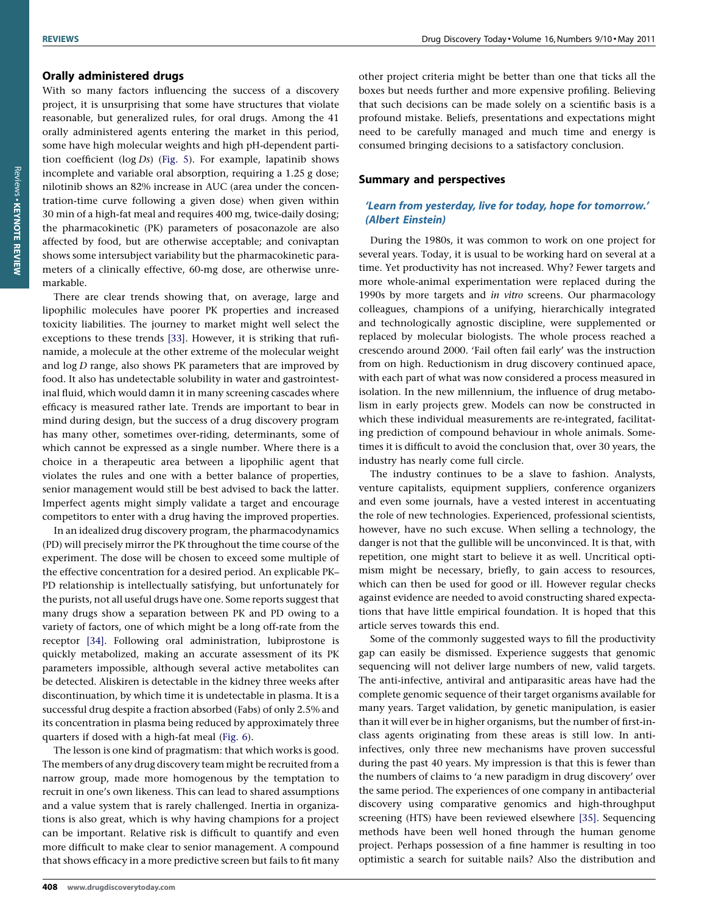## Orally administered drugs

With so many factors influencing the success of a discovery project, it is unsurprising that some have structures that violate reasonable, but generalized rules, for oral drugs. Among the 41 orally administered agents entering the market in this period, some have high molecular weights and high pH-dependent partition coefficient (log *Ds*) (Fig. 5). For example, lapatinib shows incomplete and variable oral absorption, requiring a 1.25 g dose; nilotinib shows an 82% increase in AUC (area under the concentration-time curve following a given dose) when given within 30 min of a high-fat meal and requires 400 mg, twice-daily dosing; the pharmacokinetic (PK) parameters of posaconazole are also affected by food, but are otherwise acceptable; and conivaptan shows some intersubject variability but the pharmacokinetic parameters of a clinically effective, 60-mg dose, are otherwise unremarkable.

There are clear trends showing that, on average, large and lipophilic molecules have poorer PK properties and increased toxicity liabilities. The journey to market might well select the exceptions to these trends [33]. However, it is striking that rufinamide, a molecule at the other extreme of the molecular weight and log *D* range, also shows PK parameters that are improved by food. It also has undetectable solubility in water and gastrointestinal fluid, which would damn it in many screening cascades where efficacy is measured rather late. Trends are important to bear in mind during design, but the success of a drug discovery program has many other, sometimes over-riding, determinants, some of which cannot be expressed as a single number. Where there is a choice in a therapeutic area between a lipophilic agent that violates the rules and one with a better balance of properties, senior management would still be best advised to back the latter. Imperfect agents might simply validate a target and encourage competitors to enter with a drug having the improved properties.

In an idealized drug discovery program, the pharmacodynamics (PD) will precisely mirror the PK throughout the time course of the experiment. The dose will be chosen to exceed some multiple of the effective concentration for a desired period. An explicable PK–PD relationship is intellectually satisfying, but unfortunately for the purists, not all useful drugs have one. Some reports suggest that many drugs show a separation between PK and PD owing to a variety of factors, one of which might be a long off-rate from the receptor [34]. Following oral administration, lubiprostone is quickly metabolized, making an accurate assessment of its PK parameters impossible, although several active metabolites can be detected. Aliskiren is detectable in the kidney three weeks after discontinuation, by which time it is undetectable in plasma. It is a successful drug despite a fraction absorbed (Fabs) of only 2.5% and its concentration in plasma being reduced by approximately three quarters if dosed with a high-fat meal (Fig. 6).

The lesson is one kind of pragmatism: that which works is good. The members of any drug discovery team might be recruited from a narrow group, made more homogenous by the temptation to recruit in one's own likeness. This can lead to shared assumptions and a value system that is rarely challenged. Inertia in organizations is also great, which is why having champions for a project can be important. Relative risk is difficult to quantify and even more difficult to make clear to senior management. A compound that shows efficacy in a more predictive screen but fails to fit many other project criteria might be better than one that ticks all the boxes but needs further and more expensive profiling. Believing that such decisions can be made solely on a scientific basis is a profound mistake. Beliefs, presentations and expectations might need to be carefully managed and much time and energy is consumed bringing decisions to a satisfactory conclusion.

## Summary and perspectives

### *'Learn from yesterday, live for today, hope for tomorrow.' (Albert Einstein)*

During the 1980s, it was common to work on one project for several years. Today, it is usual to be working hard on several at a time. Yet productivity has not increased. Why? Fewer targets and more whole-animal experimentation were replaced during the 1990s by more targets and *in vitro* screens. Our pharmacology colleagues, champions of a unifying, hierarchically integrated and technologically agnostic discipline, were supplemented or replaced by molecular biologists. The whole process reached a crescendo around 2000. 'Fail often fail early' was the instruction from on high. Reductionism in drug discovery continued apace, with each part of what was now considered a process measured in isolation. In the new millennium, the influence of drug metabolism in early projects grew. Models can now be constructed in which these individual measurements are re-integrated, facilitating prediction of compound behaviour in whole animals. Sometimes it is difficult to avoid the conclusion that, over 30 years, the industry has nearly come full circle.

The industry continues to be a slave to fashion. Analysts, venture capitalists, equipment suppliers, conference organizers and even some journals, have a vested interest in accentuating the role of new technologies. Experienced, professional scientists, however, have no such excuse. When selling a technology, the danger is not that the gullible will be unconvinced. It is that, with repetition, one might start to believe it as well. Uncritical optimism might be necessary, briefly, to gain access to resources, which can then be used for good or ill. However regular checks against evidence are needed to avoid constructing shared expectations that have little empirical foundation. It is hoped that this article serves towards this end.

Some of the commonly suggested ways to fill the productivity gap can easily be dismissed. Experience suggests that genomic sequencing will not deliver large numbers of new, valid targets. The anti-infective, antiviral and antiparasitic areas have had the complete genomic sequence of their target organisms available for many years. Target validation, by genetic manipulation, is easier than it will ever be in higher organisms, but the number of first-in-class agents originating from these areas is still low. In anti-infectives, only three new mechanisms have proven successful during the past 40 years. My impression is that this is fewer than the numbers of claims to 'a new paradigm in drug discovery' over the same period. The experiences of one company in antibacterial discovery using comparative genomics and high-throughput screening (HTS) have been reviewed elsewhere [35]. Sequencing methods have been well honed through the human genome project. Perhaps possession of a fine hammer is resulting in too optimistic a search for suitable nails? Also the distribution and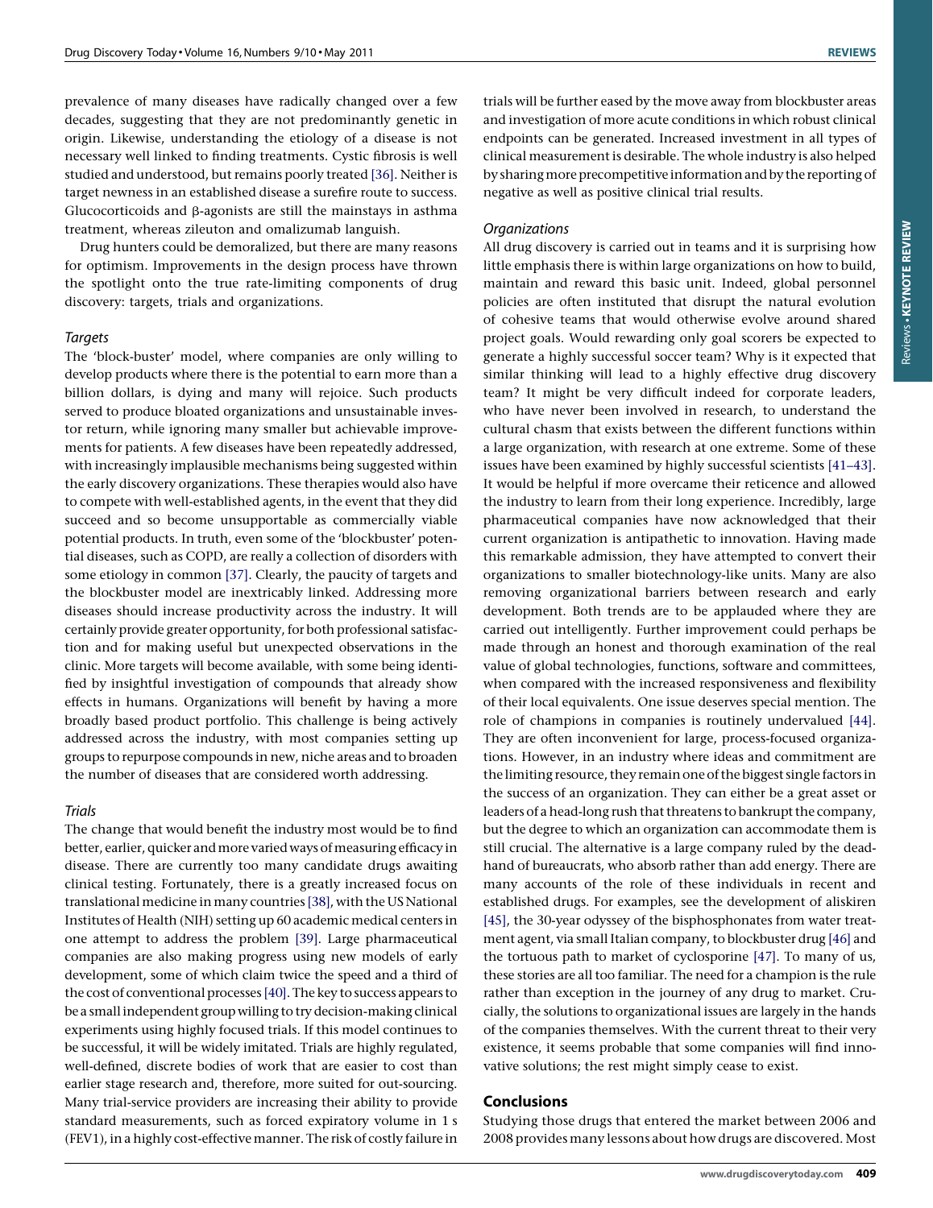prevalence of many diseases have radically changed over a few decades, suggesting that they are not predominantly genetic in origin. Likewise, understanding the etiology of a disease is not necessary well linked to finding treatments. Cystic fibrosis is well studied and understood, but remains poorly treated [36]. Neither is target newness in an established disease a surefire route to success. Glucocorticoids and β-agonists are still the mainstays in asthma treatment, whereas zileuton and omalizumab languish.

Drug hunters could be demoralized, but there are many reasons for optimism. Improvements in the design process have thrown the spotlight onto the true rate-limiting components of drug discovery: targets, trials and organizations.

### *Targets*

The 'block-buster' model, where companies are only willing to develop products where there is the potential to earn more than a billion dollars, is dying and many will rejoice. Such products served to produce bloated organizations and unsustainable investor return, while ignoring many smaller but achievable improvements for patients. A few diseases have been repeatedly addressed, with increasingly implausible mechanisms being suggested within the early discovery organizations. These therapies would also have to compete with well-established agents, in the event that they did succeed and so become unsupportable as commercially viable potential products. In truth, even some of the 'blockbuster' potential diseases, such as COPD, are really a collection of disorders with some etiology in common [37]. Clearly, the paucity of targets and the blockbuster model are inextricably linked. Addressing more diseases should increase productivity across the industry. It will certainly provide greater opportunity, for both professional satisfaction and for making useful but unexpected observations in the clinic. More targets will become available, with some being identified by insightful investigation of compounds that already show effects in humans. Organizations will benefit by having a more broadly based product portfolio. This challenge is being actively addressed across the industry, with most companies setting up groups to repurpose compounds in new, niche areas and to broaden the number of diseases that are considered worth addressing.

### *Trials*

The change that would benefit the industry most would be to find better, earlier, quicker and more varied ways of measuring efficacy in disease. There are currently too many candidate drugs awaiting clinical testing. Fortunately, there is a greatly increased focus on translational medicine in many countries [38], with the US National Institutes of Health (NIH) setting up 60 academic medical centers in one attempt to address the problem [39]. Large pharmaceutical companies are also making progress using new models of early development, some of which claim twice the speed and a third of the cost of conventional processes [40]. The key to success appears to be a small independent group willing to try decision-making clinical experiments using highly focused trials. If this model continues to be successful, it will be widely imitated. Trials are highly regulated, well-defined, discrete bodies of work that are easier to cost than earlier stage research and, therefore, more suited for out-sourcing. Many trial-service providers are increasing their ability to provide standard measurements, such as forced expiratory volume in 1 s (FEV1), in a highly cost-effective manner. The risk of costly failure in trials will be further eased by the move away from blockbuster areas and investigation of more acute conditions in which robust clinical endpoints can be generated. Increased investment in all types of clinical measurement is desirable. The whole industry is also helped by sharing more precompetitive information and by the reporting of negative as well as positive clinical trial results.

### *Organizations*

All drug discovery is carried out in teams and it is surprising how little emphasis there is within large organizations on how to build, maintain and reward this basic unit. Indeed, global personnel policies are often instituted that disrupt the natural evolution of cohesive teams that would otherwise evolve around shared project goals. Would rewarding only goal scorers be expected to generate a highly successful soccer team? Why is it expected that similar thinking will lead to a highly effective drug discovery team? It might be very difficult indeed for corporate leaders, who have never been involved in research, to understand the cultural chasm that exists between the different functions within a large organization, with research at one extreme. Some of these issues have been examined by highly successful scientists [41–43]. It would be helpful if more overcame their reticence and allowed the industry to learn from their long experience. Incredibly, large pharmaceutical companies have now acknowledged that their current organization is antipathetic to innovation. Having made this remarkable admission, they have attempted to convert their organizations to smaller biotechnology-like units. Many are also removing organizational barriers between research and early development. Both trends are to be applauded where they are carried out intelligently. Further improvement could perhaps be made through an honest and thorough examination of the real value of global technologies, functions, software and committees, when compared with the increased responsiveness and flexibility of their local equivalents. One issue deserves special mention. The role of champions in companies is routinely undervalued [44]. They are often inconvenient for large, process-focused organizations. However, in an industry where ideas and commitment are the limiting resource, they remain one of the biggest single factors in the success of an organization. They can either be a great asset or leaders of a head-long rush that threatens to bankrupt the company, but the degree to which an organization can accommodate them is still crucial. The alternative is a large company ruled by the dead-hand of bureaucrats, who absorb rather than add energy. There are many accounts of the role of these individuals in recent and established drugs. For examples, see the development of aliskiren [45], the 30-year odyssey of the bisphosphonates from water treatment agent, via small Italian company, to blockbuster drug [46] and the tortuous path to market of cyclosporine [47]. To many of us, these stories are all too familiar. The need for a champion is the rule rather than exception in the journey of any drug to market. Crucially, the solutions to organizational issues are largely in the hands of the companies themselves. With the current threat to their very existence, it seems probable that some companies will find innovative solutions; the rest might simply cease to exist.

## Conclusions

Studying those drugs that entered the market between 2006 and 2008 provides many lessons about how drugs are discovered. Most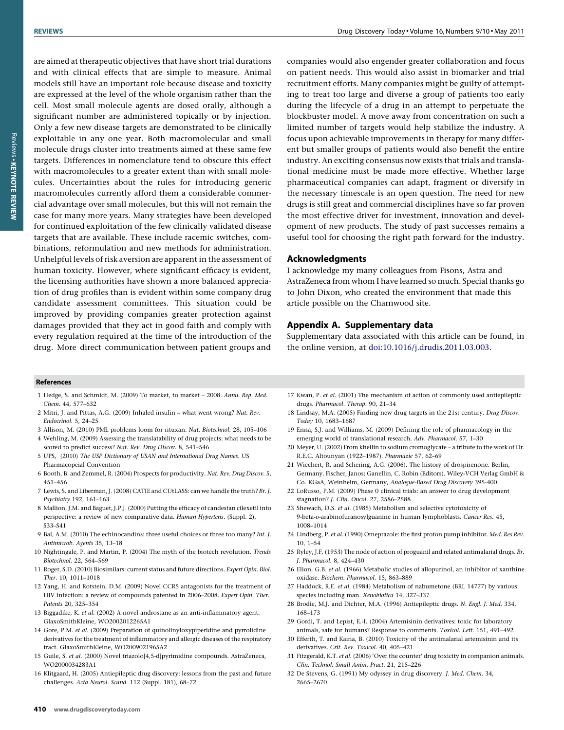are aimed at therapeutic objectives that have short trial durations and with clinical effects that are simple to measure. Animal models still have an important role because disease and toxicity are expressed at the level of the whole organism rather than the cell. Most small molecule agents are dosed orally, although a significant number are administered topically or by injection. Only a few new disease targets are demonstrated to be clinically exploitable in any one year. Both macromolecular and small molecule drugs cluster into treatments aimed at these same few targets. Differences in nomenclature tend to obscure this effect with macromolecules to a greater extent than with small molecules. Uncertainties about the rules for introducing generic macromolecules currently afford them a considerable commercial advantage over small molecules, but this will not remain the case for many more years. Many strategies have been developed for continued exploitation of the few clinically validated disease targets that are available. These include racemic switches, combinations, reformulation and new methods for administration. Unhelpful levels of risk aversion are apparent in the assessment of human toxicity. However, where significant efficacy is evident, the licensing authorities have shown a more balanced appreciation of drug profiles than is evident within some company drug candidate assessment committees. This situation could be improved by providing companies greater protection against damages provided that they act in good faith and comply with every regulation required at the time of the introduction of the drug. More direct communication between patient groups and companies would also engender greater collaboration and focus on patient needs. This would also assist in biomarker and trial recruitment efforts. Many companies might be guilty of attempting to treat too large and diverse a group of patients too early during the lifecycle of a drug in an attempt to perpetuate the blockbuster model. A move away from concentration on such a limited number of targets would help stabilize the industry. A focus upon achievable improvements in therapy for many different but smaller groups of patients would also benefit the entire industry. An exciting consensus now exists that trials and translational medicine must be made more effective. Whether large pharmaceutical companies can adapt, fragment or diversify in the necessary timescale is an open question. The need for new drugs is still great and commercial disciplines have so far proven the most effective driver for investment, innovation and development of new products. The study of past successes remains a useful tool for choosing the right path forward for the industry.

## Acknowledgments

I acknowledge my many colleagues from Fisons, Astra and AstraZeneca from whom I have learned so much. Special thanks go to John Dixon, who created the environment that made this article possible on the Charnwood site.

## Appendix A. Supplementary data

Supplementary data associated with this article can be found, in the online version, at doi:10.1016/j.drudis.2011.03.003.

## References

1 Hedge, S. and Schmidt, M. (2009) To market, to market – 2008. *Annu. Rep. Med. Chem.* 44, 577–632

2 Mitri, J. and Pittas, A.G. (2009) Inhaled insulin – what went wrong? *Nat. Rev. Endocrinol.* 5, 24–25

3 Allison, M. (2010) PML problems loom for rituxan. *Nat. Biotechnol.* 28, 105–106

4 Wehling, M. (2009) Assessing the translatability of drug projects: what needs to be scored to predict success? *Nat. Rev. Drug Discov.* 8, 541–546

5 UPS, (2010) *The USP Dictionary of USAN and International Drug Names*. US Pharmacopeial Convention

6 Booth, B. and Zemmel, R. (2004) Prospects for productivity. *Nat. Rev. Drug Discov.* 5, 451–456

7 Lewis, S. and Liberman, J. (2008) CATIE and CUtLASS: can we handle the truth? *Br. J. Psychiatry* 192, 161–163

8 Mallion, J.M. and Baguet, J.P.J. (2000) Putting the efficacy of candestan cilexetil into perspective: a review of new comparative data. *Human Hypertens.* (Suppl. 2), S33–S41

9 Bal, A.M. (2010) The echinocandins: three useful choices or three too many? *Int. J. Antimicrob. Agents* 35, 13–18

10 Nightingale, P. and Martin, P. (2004) The myth of the biotech revolution. *Trends Biotechnol.* 22, 564–569

11 Roger, S.D. (2010) Biosimilars: current status and future directions. *Expert Opin. Biol. Ther.* 10, 1011–1018

12 Yang, H. and Rotstein, D.M. (2009) Novel CCR5 antagonists for the treatment of HIV infection: a review of compounds patented in 2006–2008. *Expert Opin. Ther. Patents* 20, 325–354

13 Biggadike, K. *et al.* (2002) A novel androstane as an anti-inflammatory agent. GlaxoSmithKline, WO2002012265A1

14 Gore, P.M. *et al.* (2009) Preparation of quinolinyloxypiperidine and pyrrolidine derivatives for the treatment of inflammatory and allergic diseases of the respiratory tract. GlaxoSmithKline, WO2009021965A2

15 Guile, S. *et al.* (2000) Novel triazolo[4,5-d]pyrimidine compounds. AstraZeneca, WO2000034283A1

16 Klitgaard, H. (2005) Antiepileptic drug discovery: lessons from the past and future challenges. *Acta Neurol. Scand.* 112 (Suppl. 181), 68–72

17 Kwan, P. *et al.* (2001) The mechanism of action of commonly used antiepileptic drugs. *Pharmacol. Therap.* 90, 21–34

18 Lindsay, M.A. (2005) Finding new drug targets in the 21st century. *Drug Discov. Today* 10, 1683–1687

19 Enna, S.J. and Williams, M. (2009) Defining the role of pharmacology in the emerging world of translational research. *Adv. Pharmacol.* 57, 1–30

20 Meyer, U. (2002) From khellin to sodium cromoglycate – a tribute to the work of Dr. R.E.C. Altounyan (1922–1987). *Pharmazie* 57, 62–69

21 Wiechert, R. and Schering, A.G. (2006). The history of drospirenone. Berlin, Germany. Fischer, Janos; Ganellin, C. Robin (Editors). Wiley-VCH Verlag GmbH & Co. KGaA, Weinheim, Germany, *Analogue-Based Drug Discovery* 395-400.

22 LoRusso, P.M. (2009) Phase 0 clinical trials: an answer to drug development stagnation? *J. Clin. Oncol.* 27, 2586–2588

23 Shewach, D.S. *et al.* (1985) Metabolism and selective cytotoxicity of 9-beta-D-arabinofuranosylguanine in human lymphoblasts. *Cancer Res.* 45, 1008–1014

24 Lindberg, P. *et al.* (1990) Omeprazole: the first proton pump inhibitor. *Med. Res Rev.* 10, 1–54

25 Ryley, J.F. (1953) The node of action of proguanil and related antimalarial drugs. *Br. J. Pharmacol.* 8, 424–430

26 Elion, G.B. *et al.* (1966) Metabolic studies of allopurinol, an inhibitor of xanthine oxidase. *Biochem. Pharmacol.* 15, 863–889

27 Haddock, R.E. *et al.* (1984) Metabolism of nabumetone (BRL 14777) by various species including man. *Xenobiotica* 14, 327–337

28 Brodie, M.J. and Dichter, M.A. (1996) Antiepileptic drugs. *N. Engl. J. Med.* 334, 168–173

29 Gordi, T. and Lepist, E.-I. (2004) Artemisinin derivatives: toxic for laboratory animals, safe for humans? Response to comments. *Toxicol. Lett.* 151, 491–492

30 Efferth, T. and Kaina, B. (2010) Toxicity of the antimalarial artemisinin and its derivatives. *Crit. Rev. Toxicol.* 40, 405–421

31 Fitzgerald, K.T. *et al.* (2006) 'Over the counter' drug toxicity in companion animals. *Clin. Technol. Small Anim. Pract.* 21, 215–226

32 De Stevens, G. (1991) My odyssey in drug discovery. *J. Med. Chem.* 34, 2665–2670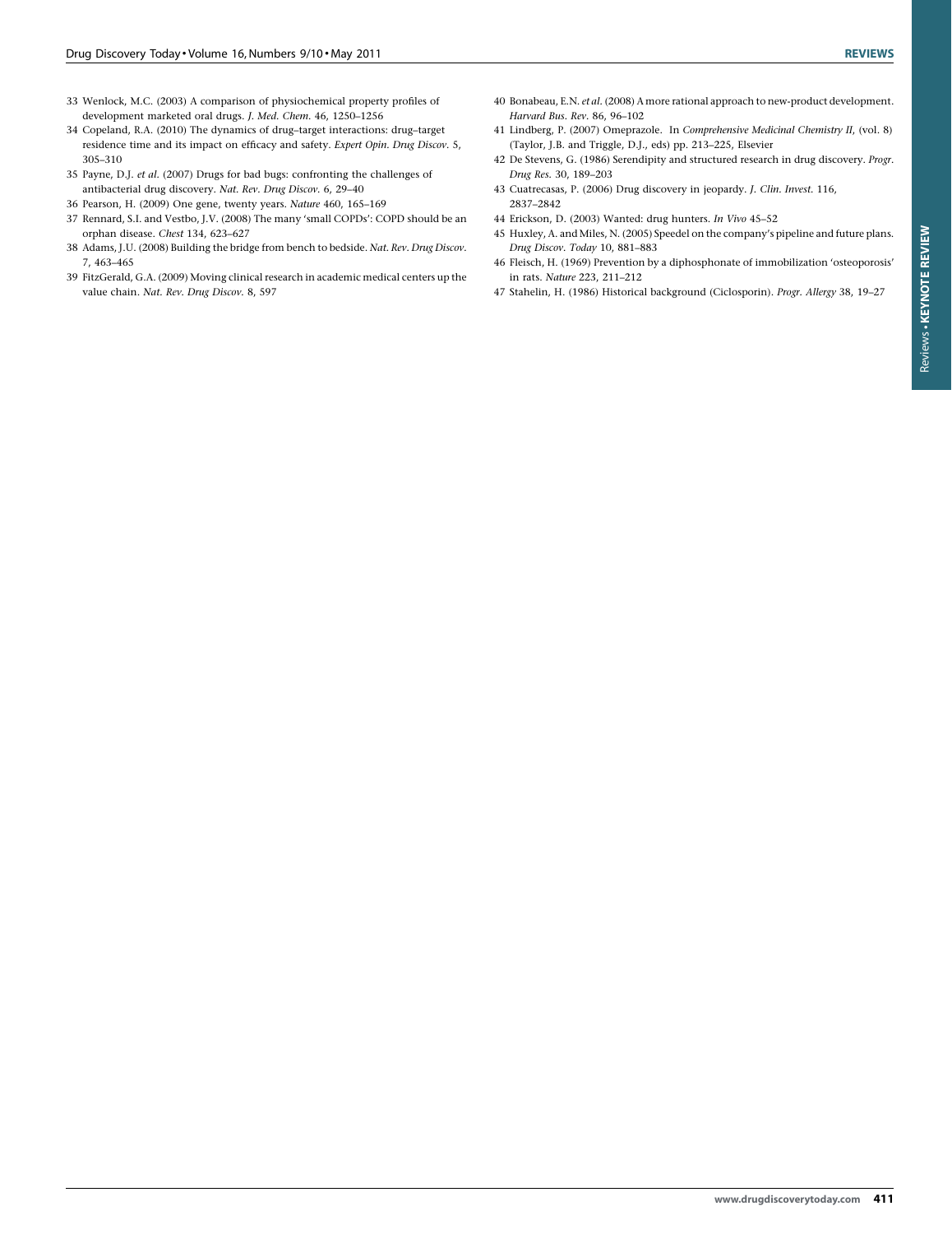33 Wenlock, M.C. (2003) A comparison of physiochemical property profiles of development marketed oral drugs. *J. Med. Chem.* 46, 1250–1256

34 Copeland, R.A. (2010) The dynamics of drug–target interactions: drug–target residence time and its impact on efficacy and safety. *Expert Opin. Drug Discov.* 5, 305–310

35 Payne, D.J. *et al.* (2007) Drugs for bad bugs: confronting the challenges of antibacterial drug discovery. *Nat. Rev. Drug Discov.* 6, 29–40

36 Pearson, H. (2009) One gene, twenty years. *Nature* 460, 165–169

37 Rennard, S.I. and Vestbo, J.V. (2008) The many 'small COPDs': COPD should be an orphan disease. *Chest* 134, 623–627

38 Adams, J.U. (2008) Building the bridge from bench to bedside. *Nat. Rev. Drug Discov.* 7, 463–465

39 FitzGerald, G.A. (2009) Moving clinical research in academic medical centers up the value chain. *Nat. Rev. Drug Discov.* 8, 597

40 Bonabeau, E.N. *et al.* (2008) A more rational approach to new-product development. *Harvard Bus. Rev.* 86, 96–102

41 Lindberg, P. (2007) Omeprazole. In *Comprehensive Medicinal Chemistry II*, (vol. 8) (Taylor, J.B. and Triggle, D.J., eds) pp. 213–225, Elsevier

42 De Stevens, G. (1986) Serendipity and structured research in drug discovery. *Progr. Drug Res.* 30, 189–203

43 Cuatrecasas, P. (2006) Drug discovery in jeopardy. *J. Clin. Invest.* 116, 2837–2842

44 Erickson, D. (2003) Wanted: drug hunters. *In Vivo* 45–52

45 Huxley, A. and Miles, N. (2005) Speedel on the company's pipeline and future plans. *Drug Discov. Today* 10, 881–883

46 Fleisch, H. (1969) Prevention by a diphosphonate of immobilization 'osteoporosis' in rats. *Nature* 223, 211–212

47 Stahelin, H. (1986) Historical background (Ciclosporin). *Progr. Allergy* 38, 19–27